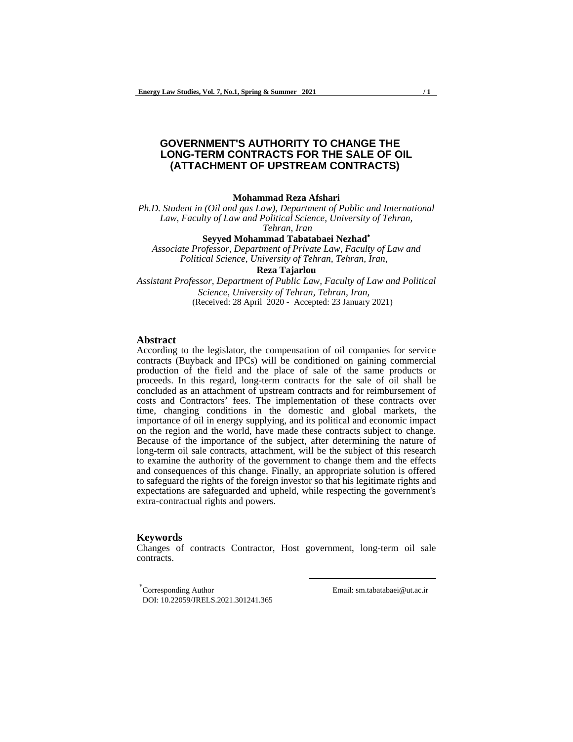# GOVERNMENT'S AUTHORITY TO CHANGE THE LONG-TERM CONTRACTS FOR THE SALE OF OIL (ATTACHMENT OF UPSTREAM CONTRACTS)

**Mohammad Reza Afshari**

*Ph.D. Student in (Oil and gas Law), Department of Public and International Law, Faculty of Law and Political Science, University of Tehran, Tehran, Iran*

**Seyyed Mohammad Tabatabaei Nezhad***

*Associate Professor, Department of Private Law, Faculty of Law and Political Science, University of Tehran, Tehran, Iran,*

**Reza Tajarlou**

*Assistant Professor, Department of Public Law, Faculty of Law and Political Science, University of Tehran, Tehran, Iran,*

(Received: 28 April 2020 - Accepted: 23 January 2021)

## Abstract

According to the legislator, the compensation of oil companies for service contracts (Buyback and IPCs) will be conditioned on gaining commercial production of the field and the place of sale of the same products or proceeds. In this regard, long-term contracts for the sale of oil shall be concluded as an attachment of upstream contracts and for reimbursement of costs and Contractors' fees. The implementation of these contracts over time, changing conditions in the domestic and global markets, the importance of oil in energy supplying, and its political and economic impact on the region and the world, have made these contracts subject to change. Because of the importance of the subject, after determining the nature of long-term oil sale contracts, attachment, will be the subject of this research to examine the authority of the government to change them and the effects and consequences of this change. Finally, an appropriate solution is offered to safeguard the rights of the foreign investor so that his legitimate rights and expectations are safeguarded and upheld, while respecting the government's extra-contractual rights and powers.

## Keywords

Changes of contracts Contractor, Host government, long-term oil sale contracts.

---

*Corresponding Author Email: sm.tabatabaei@ut.ac.ir

DOI: 10.22059/JRELS.2021.301241.365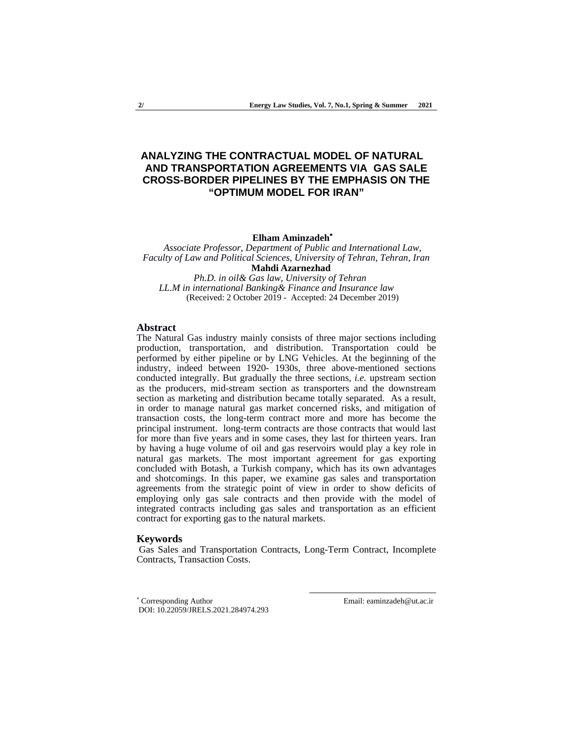# ANALYZING THE CONTRACTUAL MODEL OF NATURAL AND TRANSPORTATION AGREEMENTS VIA GAS SALE CROSS-BORDER PIPELINES BY THE EMPHASIS ON THE "OPTIMUM MODEL FOR IRAN"

**Elham Aminzadeh**[*]

*Associate Professor, Department of Public and International Law, Faculty of Law and Political Sciences, University of Tehran, Tehran, Iran*

**Mahdi Azarnezhad**

*Ph.D. in oil& Gas law, University of Tehran*
*LL.M in international Banking& Finance and Insurance law*

(Received: 2 October 2019 - Accepted: 24 December 2019)

## Abstract

The Natural Gas industry mainly consists of three major sections including production, transportation, and distribution. Transportation could be performed by either pipeline or by LNG Vehicles. At the beginning of the industry, indeed between 1920- 1930s, three above-mentioned sections conducted integrally. But gradually the three sections, *i.e.* upstream section as the producers, mid-stream section as transporters and the downstream section as marketing and distribution became totally separated. As a result, in order to manage natural gas market concerned risks, and mitigation of transaction costs, the long-term contract more and more has become the principal instrument. long-term contracts are those contracts that would last for more than five years and in some cases, they last for thirteen years. Iran by having a huge volume of oil and gas reservoirs would play a key role in natural gas markets. The most important agreement for gas exporting concluded with Botash, a Turkish company, which has its own advantages and shotcomings. In this paper, we examine gas sales and transportation agreements from the strategic point of view in order to show deficits of employing only gas sale contracts and then provide with the model of integrated contracts including gas sales and transportation as an efficient contract for exporting gas to the natural markets.

## Keywords

Gas Sales and Transportation Contracts, Long-Term Contract, Incomplete Contracts, Transaction Costs.

[*] Corresponding Author Email: eaminzadeh@ut.ac.ir
DOI: 10.22059/JRELS.2021.284974.293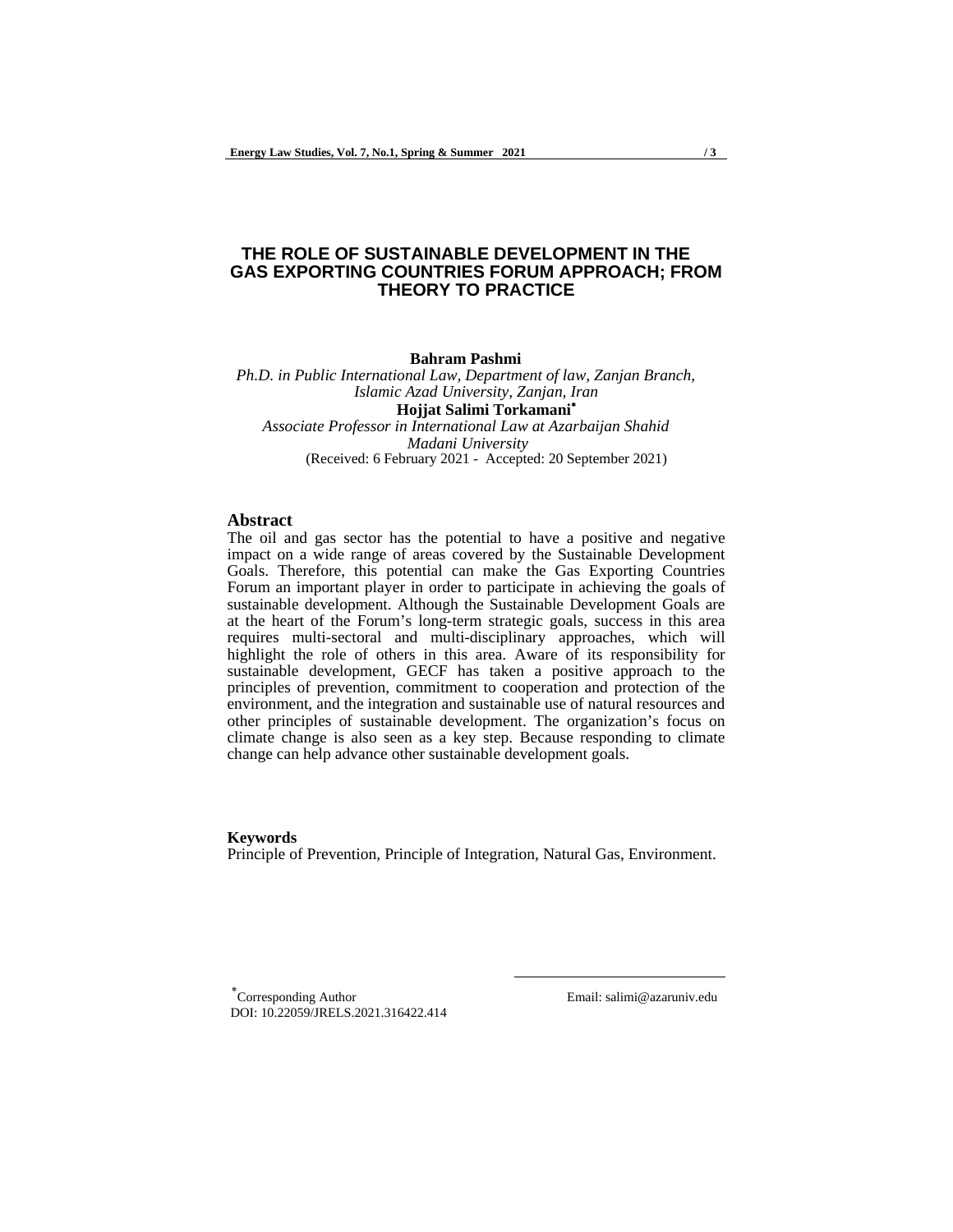# THE ROLE OF SUSTAINABLE DEVELOPMENT IN THE GAS EXPORTING COUNTRIES FORUM APPROACH; FROM THEORY TO PRACTICE

**Bahram Pashmi**

*Ph.D. in Public International Law, Department of law, Zanjan Branch, Islamic Azad University, Zanjan, Iran*

**Hojjat Salimi Torkamani***

*Associate Professor in International Law at Azarbaijan Shahid Madani University*

(Received: 6 February 2021 - Accepted: 20 September 2021)

## Abstract

The oil and gas sector has the potential to have a positive and negative impact on a wide range of areas covered by the Sustainable Development Goals. Therefore, this potential can make the Gas Exporting Countries Forum an important player in order to participate in achieving the goals of sustainable development. Although the Sustainable Development Goals are at the heart of the Forum's long-term strategic goals, success in this area requires multi-sectoral and multi-disciplinary approaches, which will highlight the role of others in this area. Aware of its responsibility for sustainable development, GECF has taken a positive approach to the principles of prevention, commitment to cooperation and protection of the environment, and the integration and sustainable use of natural resources and other principles of sustainable development. The organization's focus on climate change is also seen as a key step. Because responding to climate change can help advance other sustainable development goals.

## Keywords

Principle of Prevention, Principle of Integration, Natural Gas, Environment.

---

* Corresponding Author Email: salimi@azaruniv.edu

DOI: 10.22059/JRELS.2021.316422.414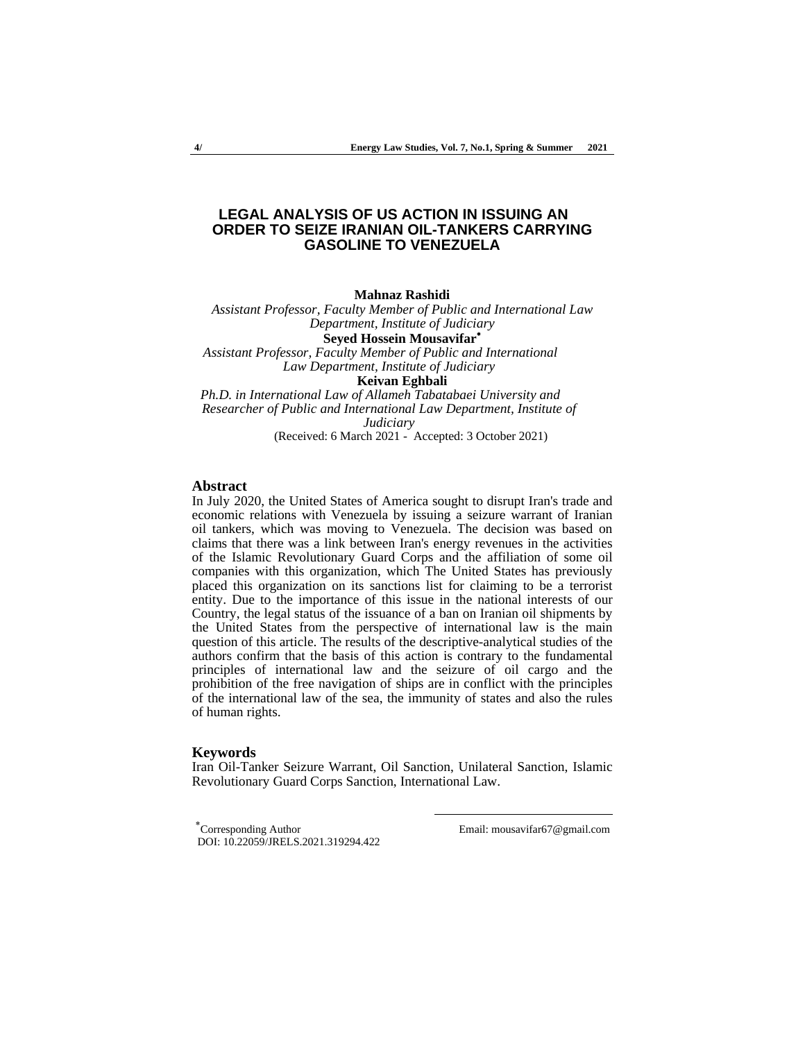# LEGAL ANALYSIS OF US ACTION IN ISSUING AN ORDER TO SEIZE IRANIAN OIL-TANKERS CARRYING GASOLINE TO VENEZUELA

**Mahnaz Rashidi**

*Assistant Professor, Faculty Member of Public and International Law Department, Institute of Judiciary*

**Seyed Hossein Mousavifar***

*Assistant Professor, Faculty Member of Public and International Law Department, Institute of Judiciary*

**Keivan Eghbali**

*Ph.D. in International Law of Allameh Tabatabaei University and Researcher of Public and International Law Department, Institute of Judiciary*

(Received: 6 March 2021 - Accepted: 3 October 2021)

## Abstract

In July 2020, the United States of America sought to disrupt Iran's trade and economic relations with Venezuela by issuing a seizure warrant of Iranian oil tankers, which was moving to Venezuela. The decision was based on claims that there was a link between Iran's energy revenues in the activities of the Islamic Revolutionary Guard Corps and the affiliation of some oil companies with this organization, which The United States has previously placed this organization on its sanctions list for claiming to be a terrorist entity. Due to the importance of this issue in the national interests of our Country, the legal status of the issuance of a ban on Iranian oil shipments by the United States from the perspective of international law is the main question of this article. The results of the descriptive-analytical studies of the authors confirm that the basis of this action is contrary to the fundamental principles of international law and the seizure of oil cargo and the prohibition of the free navigation of ships are in conflict with the principles of the international law of the sea, the immunity of states and also the rules of human rights.

## Keywords

Iran Oil-Tanker Seizure Warrant, Oil Sanction, Unilateral Sanction, Islamic Revolutionary Guard Corps Sanction, International Law.

---

*Corresponding Author Email: mousavifar67@gmail.com

DOI: 10.22059/JRELS.2021.319294.422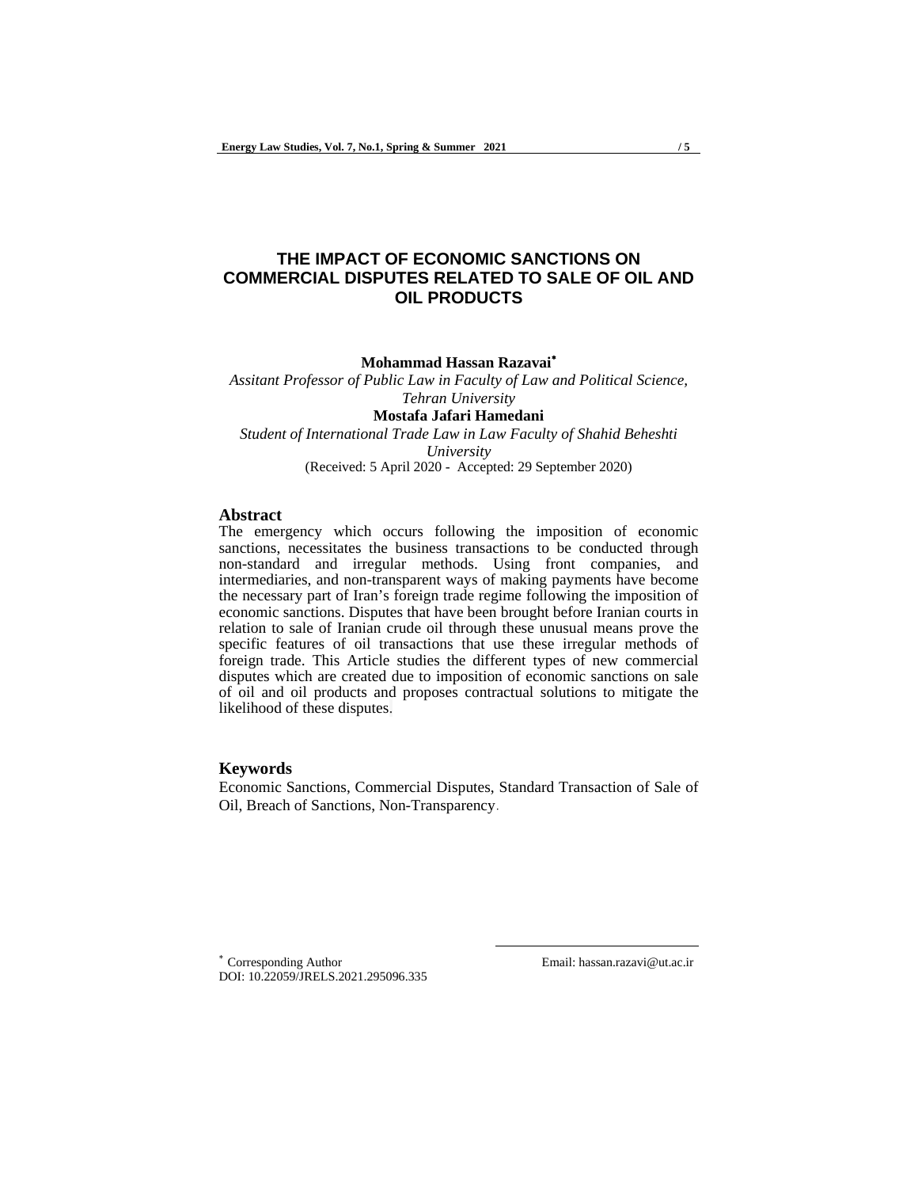# THE IMPACT OF ECONOMIC SANCTIONS ON COMMERCIAL DISPUTES RELATED TO SALE OF OIL AND OIL PRODUCTS

**Mohammad Hassan Razavai***

*Assitant Professor of Public Law in Faculty of Law and Political Science, Tehran University*

**Mostafa Jafari Hamedani**

*Student of International Trade Law in Law Faculty of Shahid Beheshti University*

(Received: 5 April 2020 - Accepted: 29 September 2020)

## Abstract

The emergency which occurs following the imposition of economic sanctions, necessitates the business transactions to be conducted through non-standard and irregular methods. Using front companies, and intermediaries, and non-transparent ways of making payments have become the necessary part of Iran's foreign trade regime following the imposition of economic sanctions. Disputes that have been brought before Iranian courts in relation to sale of Iranian crude oil through these unusual means prove the specific features of oil transactions that use these irregular methods of foreign trade. This Article studies the different types of new commercial disputes which are created due to imposition of economic sanctions on sale of oil and oil products and proposes contractual solutions to mitigate the likelihood of these disputes.

## Keywords

Economic Sanctions, Commercial Disputes, Standard Transaction of Sale of Oil, Breach of Sanctions, Non-Transparency.

---

* Corresponding Author Email: hassan.razavi@ut.ac.ir

DOI: 10.22059/JRELS.2021.295096.335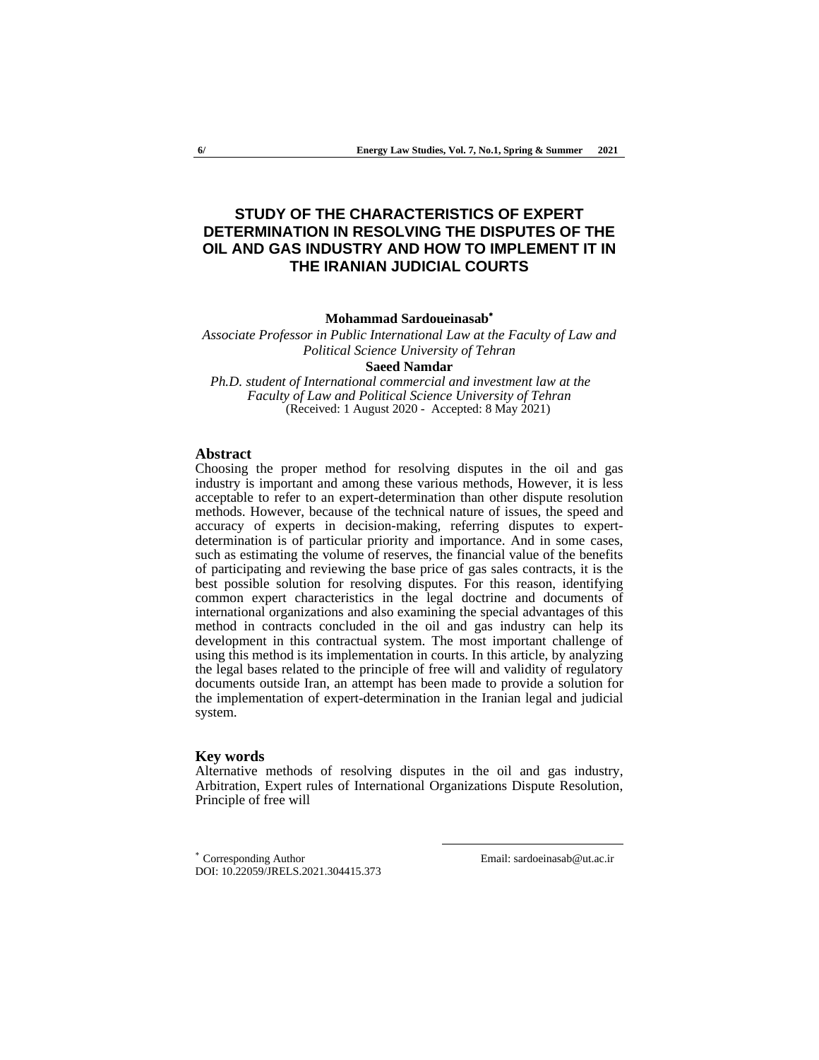# STUDY OF THE CHARACTERISTICS OF EXPERT DETERMINATION IN RESOLVING THE DISPUTES OF THE OIL AND GAS INDUSTRY AND HOW TO IMPLEMENT IT IN THE IRANIAN JUDICIAL COURTS

**Mohammad Sardoueinasab***

*Associate Professor in Public International Law at the Faculty of Law and Political Science University of Tehran*

**Saeed Namdar**

*Ph.D. student of International commercial and investment law at the Faculty of Law and Political Science University of Tehran*

(Received: 1 August 2020 - Accepted: 8 May 2021)

## Abstract

Choosing the proper method for resolving disputes in the oil and gas industry is important and among these various methods, However, it is less acceptable to refer to an expert-determination than other dispute resolution methods. However, because of the technical nature of issues, the speed and accuracy of experts in decision-making, referring disputes to expert-determination is of particular priority and importance. And in some cases, such as estimating the volume of reserves, the financial value of the benefits of participating and reviewing the base price of gas sales contracts, it is the best possible solution for resolving disputes. For this reason, identifying common expert characteristics in the legal doctrine and documents of international organizations and also examining the special advantages of this method in contracts concluded in the oil and gas industry can help its development in this contractual system. The most important challenge of using this method is its implementation in courts. In this article, by analyzing the legal bases related to the principle of free will and validity of regulatory documents outside Iran, an attempt has been made to provide a solution for the implementation of expert-determination in the Iranian legal and judicial system.

## Key words

Alternative methods of resolving disputes in the oil and gas industry, Arbitration, Expert rules of International Organizations Dispute Resolution, Principle of free will

---

* Corresponding Author Email: sardoeinasab@ut.ac.ir

DOI: 10.22059/JRELS.2021.304415.373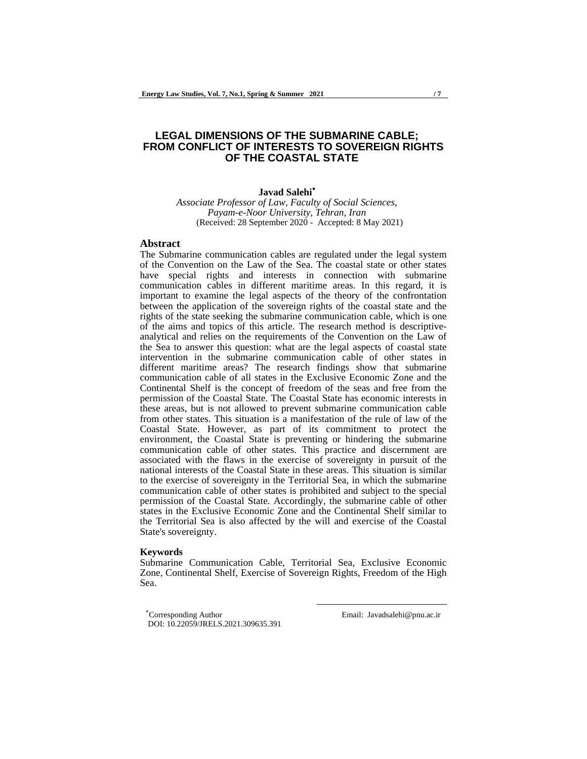# LEGAL DIMENSIONS OF THE SUBMARINE CABLE; FROM CONFLICT OF INTERESTS TO SOVEREIGN RIGHTS OF THE COASTAL STATE

**Javad Salehi***

*Associate Professor of Law, Faculty of Social Sciences, Payam-e-Noor University, Tehran, Iran*

(Received: 28 September 2020 - Accepted: 8 May 2021)

## Abstract

The Submarine communication cables are regulated under the legal system of the Convention on the Law of the Sea. The coastal state or other states have special rights and interests in connection with submarine communication cables in different maritime areas. In this regard, it is important to examine the legal aspects of the theory of the confrontation between the application of the sovereign rights of the coastal state and the rights of the state seeking the submarine communication cable, which is one of the aims and topics of this article. The research method is descriptive-analytical and relies on the requirements of the Convention on the Law of the Sea to answer this question: what are the legal aspects of coastal state intervention in the submarine communication cable of other states in different maritime areas? The research findings show that submarine communication cable of all states in the Exclusive Economic Zone and the Continental Shelf is the concept of freedom of the seas and free from the permission of the Coastal State. The Coastal State has economic interests in these areas, but is not allowed to prevent submarine communication cable from other states. This situation is a manifestation of the rule of law of the Coastal State. However, as part of its commitment to protect the environment, the Coastal State is preventing or hindering the submarine communication cable of other states. This practice and discernment are associated with the flaws in the exercise of sovereignty in pursuit of the national interests of the Coastal State in these areas. This situation is similar to the exercise of sovereignty in the Territorial Sea, in which the submarine communication cable of other states is prohibited and subject to the special permission of the Coastal State. Accordingly, the submarine cable of other states in the Exclusive Economic Zone and the Continental Shelf similar to the Territorial Sea is also affected by the will and exercise of the Coastal State's sovereignty.

### Keywords

Submarine Communication Cable, Territorial Sea, Exclusive Economic Zone, Continental Shelf, Exercise of Sovereign Rights, Freedom of the High Sea.

---

*Corresponding Author Email: Javadsalehi@pnu.ac.ir

DOI: 10.22059/JRELS.2021.309635.391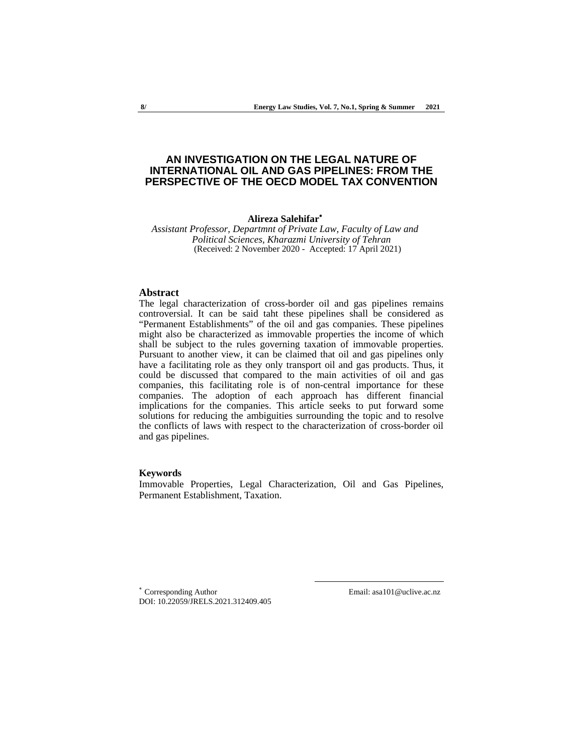# AN INVESTIGATION ON THE LEGAL NATURE OF INTERNATIONAL OIL AND GAS PIPELINES: FROM THE PERSPECTIVE OF THE OECD MODEL TAX CONVENTION

**Alireza Salehifar**[*]

*Assistant Professor, Departmnt of Private Law, Faculty of Law and Political Sciences, Kharazmi University of Tehran*

(Received: 2 November 2020 - Accepted: 17 April 2021)

## Abstract

The legal characterization of cross-border oil and gas pipelines remains controversial. It can be said taht these pipelines shall be considered as "Permanent Establishments" of the oil and gas companies. These pipelines might also be characterized as immovable properties the income of which shall be subject to the rules governing taxation of immovable properties. Pursuant to another view, it can be claimed that oil and gas pipelines only have a facilitating role as they only transport oil and gas products. Thus, it could be discussed that compared to the main activities of oil and gas companies, this facilitating role is of non-central importance for these companies. The adoption of each approach has different financial implications for the companies. This article seeks to put forward some solutions for reducing the ambiguities surrounding the topic and to resolve the conflicts of laws with respect to the characterization of cross-border oil and gas pipelines.

### Keywords

Immovable Properties, Legal Characterization, Oil and Gas Pipelines, Permanent Establishment, Taxation.

---

[*] Corresponding Author Email: asa101@uclive.ac.nz

DOI: 10.22059/JRELS.2021.312409.405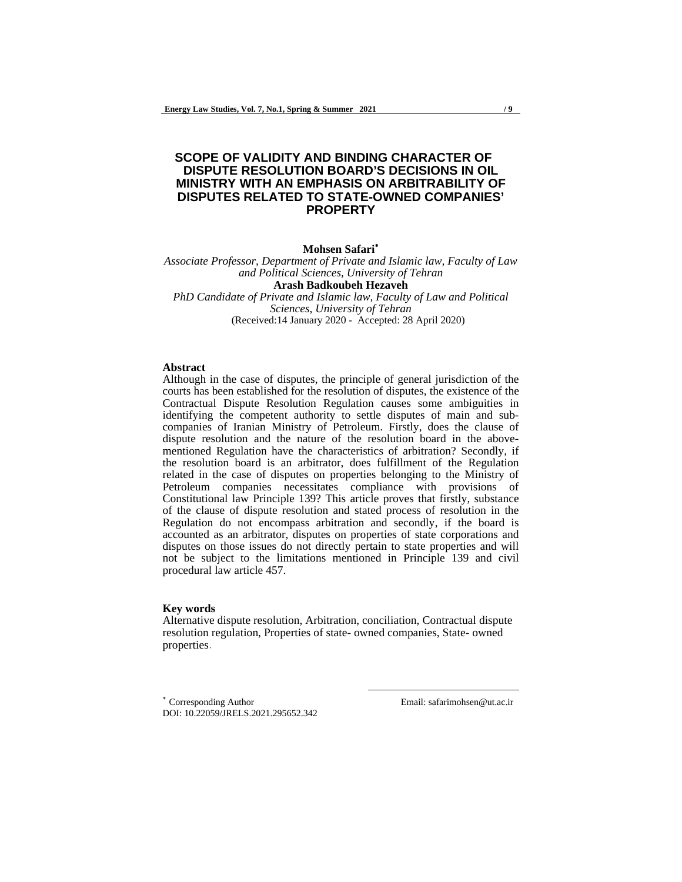# SCOPE OF VALIDITY AND BINDING CHARACTER OF DISPUTE RESOLUTION BOARD'S DECISIONS IN OIL MINISTRY WITH AN EMPHASIS ON ARBITRABILITY OF DISPUTES RELATED TO STATE-OWNED COMPANIES' PROPERTY

**Mohsen Safari***

*Associate Professor, Department of Private and Islamic law, Faculty of Law and Political Sciences, University of Tehran*

**Arash Badkoubeh Hezaveh**

*PhD Candidate of Private and Islamic law, Faculty of Law and Political Sciences, University of Tehran*

(Received:14 January 2020 - Accepted: 28 April 2020)

**Abstract**

Although in the case of disputes, the principle of general jurisdiction of the courts has been established for the resolution of disputes, the existence of the Contractual Dispute Resolution Regulation causes some ambiguities in identifying the competent authority to settle disputes of main and sub-companies of Iranian Ministry of Petroleum. Firstly, does the clause of dispute resolution and the nature of the resolution board in the above-mentioned Regulation have the characteristics of arbitration? Secondly, if the resolution board is an arbitrator, does fulfillment of the Regulation related in the case of disputes on properties belonging to the Ministry of Petroleum companies necessitates compliance with provisions of Constitutional law Principle 139? This article proves that firstly, substance of the clause of dispute resolution and stated process of resolution in the Regulation do not encompass arbitration and secondly, if the board is accounted as an arbitrator, disputes on properties of state corporations and disputes on those issues do not directly pertain to state properties and will not be subject to the limitations mentioned in Principle 139 and civil procedural law article 457.

**Key words**

Alternative dispute resolution, Arbitration, conciliation, Contractual dispute resolution regulation, Properties of state- owned companies, State- owned properties.

---

* Corresponding Author Email: safarimohsen@ut.ac.ir

DOI: 10.22059/JRELS.2021.295652.342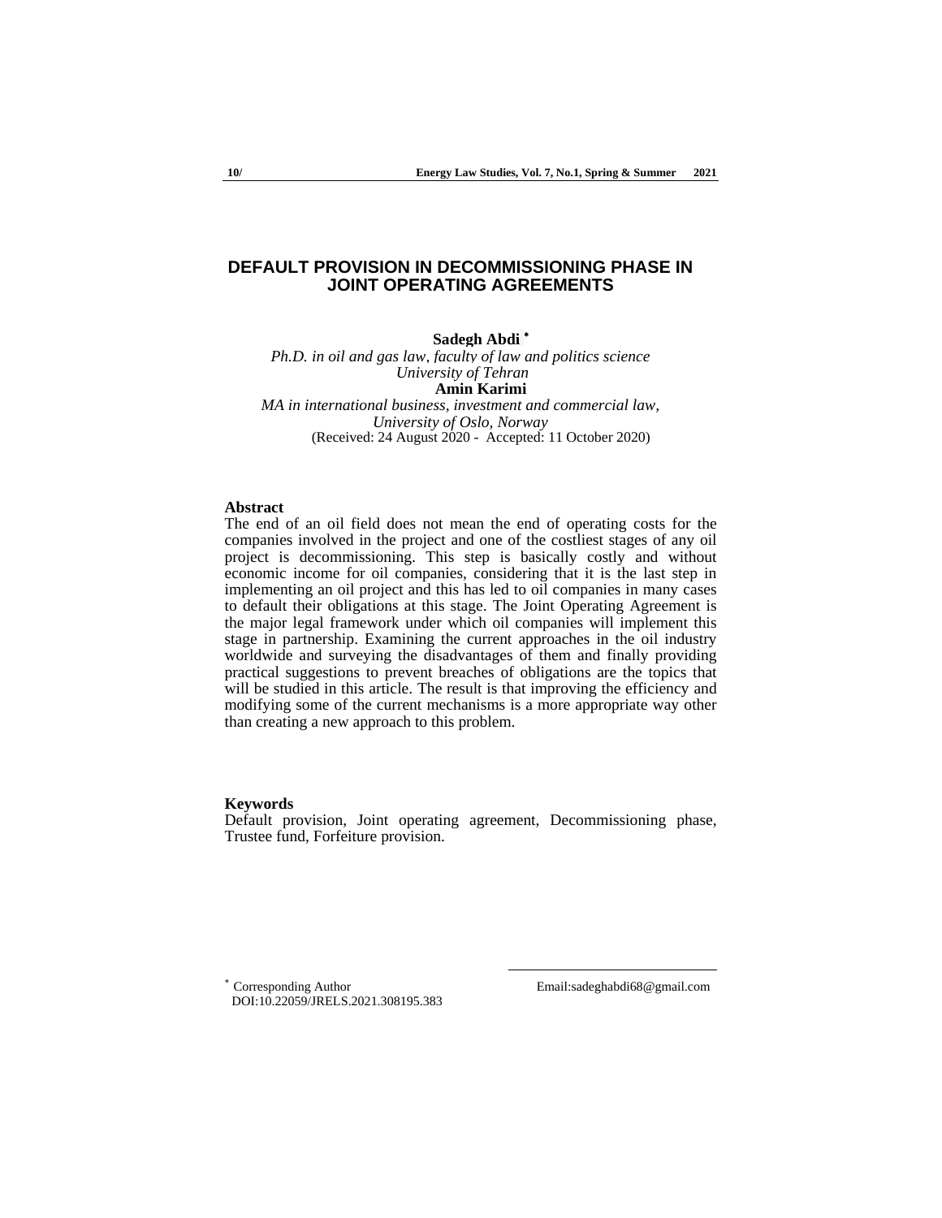# DEFAULT PROVISION IN DECOMMISSIONING PHASE IN JOINT OPERATING AGREEMENTS

**Sadegh Abdi** *

*Ph.D. in oil and gas law, faculty of law and politics science*
*University of Tehran*

**Amin Karimi**

*MA in international business, investment and commercial law,*
*University of Oslo, Norway*

(Received: 24 August 2020 - Accepted: 11 October 2020)

### Abstract

The end of an oil field does not mean the end of operating costs for the companies involved in the project and one of the costliest stages of any oil project is decommissioning. This step is basically costly and without economic income for oil companies, considering that it is the last step in implementing an oil project and this has led to oil companies in many cases to default their obligations at this stage. The Joint Operating Agreement is the major legal framework under which oil companies will implement this stage in partnership. Examining the current approaches in the oil industry worldwide and surveying the disadvantages of them and finally providing practical suggestions to prevent breaches of obligations are the topics that will be studied in this article. The result is that improving the efficiency and modifying some of the current mechanisms is a more appropriate way other than creating a new approach to this problem.

### Keywords

Default provision, Joint operating agreement, Decommissioning phase, Trustee fund, Forfeiture provision.

---

* Corresponding Author Email:sadeghabdi68@gmail.com
DOI:10.22059/JRELS.2021.308195.383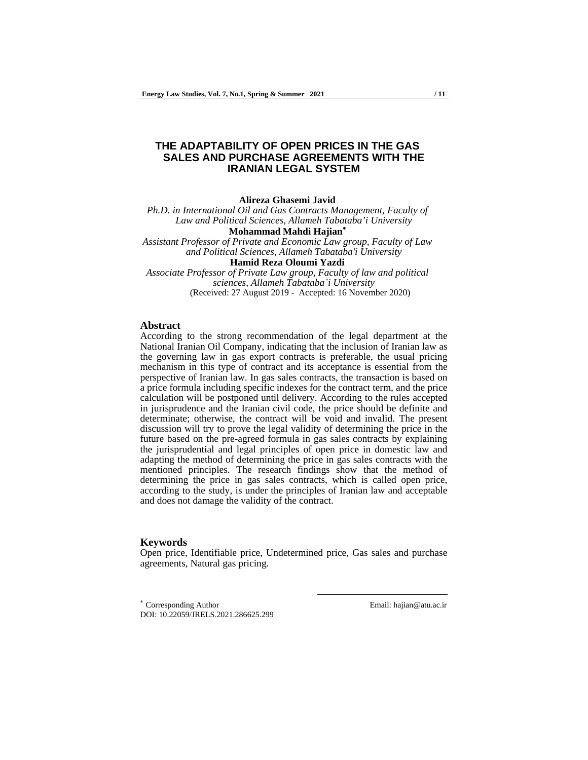# THE ADAPTABILITY OF OPEN PRICES IN THE GAS SALES AND PURCHASE AGREEMENTS WITH THE IRANIAN LEGAL SYSTEM

**Alireza Ghasemi Javid**

*Ph.D. in International Oil and Gas Contracts Management, Faculty of Law and Political Sciences, Allameh Tabataba'i University*

**Mohammad Mahdi Hajian***

*Assistant Professor of Private and Economic Law group, Faculty of Law and Political Sciences, Allameh Tabataba'i University*

**Hamid Reza Oloumi Yazdi**

*Associate Professor of Private Law group, Faculty of law and political sciences, Allameh Tabataba`i University*

(Received: 27 August 2019 - Accepted: 16 November 2020)

## Abstract

According to the strong recommendation of the legal department at the National Iranian Oil Company, indicating that the inclusion of Iranian law as the governing law in gas export contracts is preferable, the usual pricing mechanism in this type of contract and its acceptance is essential from the perspective of Iranian law. In gas sales contracts, the transaction is based on a price formula including specific indexes for the contract term, and the price calculation will be postponed until delivery. According to the rules accepted in jurisprudence and the Iranian civil code, the price should be definite and determinate; otherwise, the contract will be void and invalid. The present discussion will try to prove the legal validity of determining the price in the future based on the pre-agreed formula in gas sales contracts by explaining the jurisprudential and legal principles of open price in domestic law and adapting the method of determining the price in gas sales contracts with the mentioned principles. The research findings show that the method of determining the price in gas sales contracts, which is called open price, according to the study, is under the principles of Iranian law and acceptable and does not damage the validity of the contract.

## Keywords

Open price, Identifiable price, Undetermined price, Gas sales and purchase agreements, Natural gas pricing.

---

* Corresponding Author Email: hajian@atu.ac.ir

DOI: 10.22059/JRELS.2021.286625.299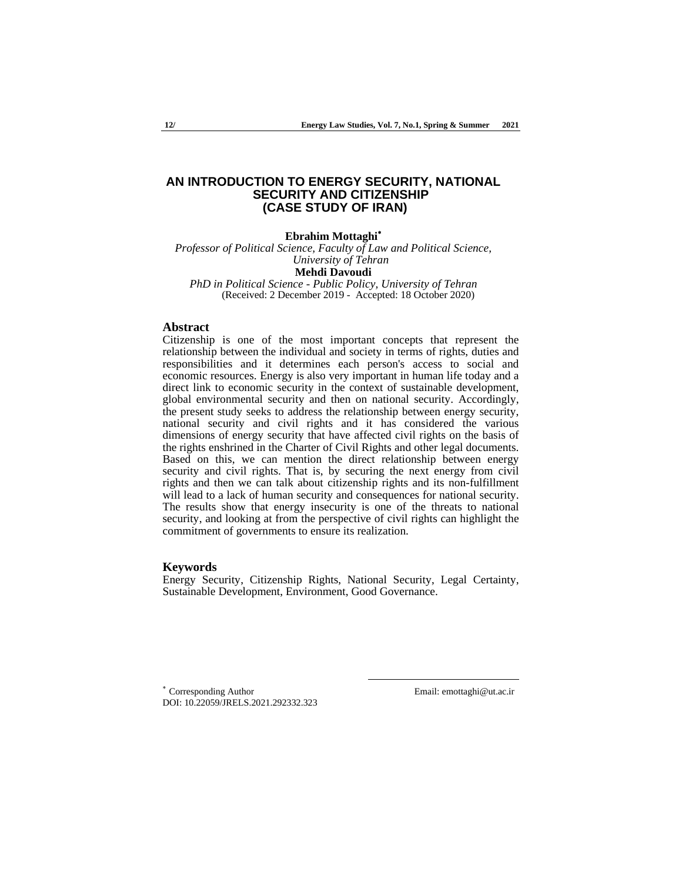# AN INTRODUCTION TO ENERGY SECURITY, NATIONAL SECURITY AND CITIZENSHIP (CASE STUDY OF IRAN)

**Ebrahim Mottaghi***

*Professor of Political Science, Faculty of Law and Political Science, University of Tehran*

**Mehdi Davoudi**

*PhD in Political Science - Public Policy, University of Tehran*

(Received: 2 December 2019 - Accepted: 18 October 2020)

## Abstract

Citizenship is one of the most important concepts that represent the relationship between the individual and society in terms of rights, duties and responsibilities and it determines each person's access to social and economic resources. Energy is also very important in human life today and a direct link to economic security in the context of sustainable development, global environmental security and then on national security. Accordingly, the present study seeks to address the relationship between energy security, national security and civil rights and it has considered the various dimensions of energy security that have affected civil rights on the basis of the rights enshrined in the Charter of Civil Rights and other legal documents. Based on this, we can mention the direct relationship between energy security and civil rights. That is, by securing the next energy from civil rights and then we can talk about citizenship rights and its non-fulfillment will lead to a lack of human security and consequences for national security. The results show that energy insecurity is one of the threats to national security, and looking at from the perspective of civil rights can highlight the commitment of governments to ensure its realization.

## Keywords

Energy Security, Citizenship Rights, National Security, Legal Certainty, Sustainable Development, Environment, Good Governance.

---

* Corresponding Author Email: emottaghi@ut.ac.ir

DOI: 10.22059/JRELS.2021.292332.323